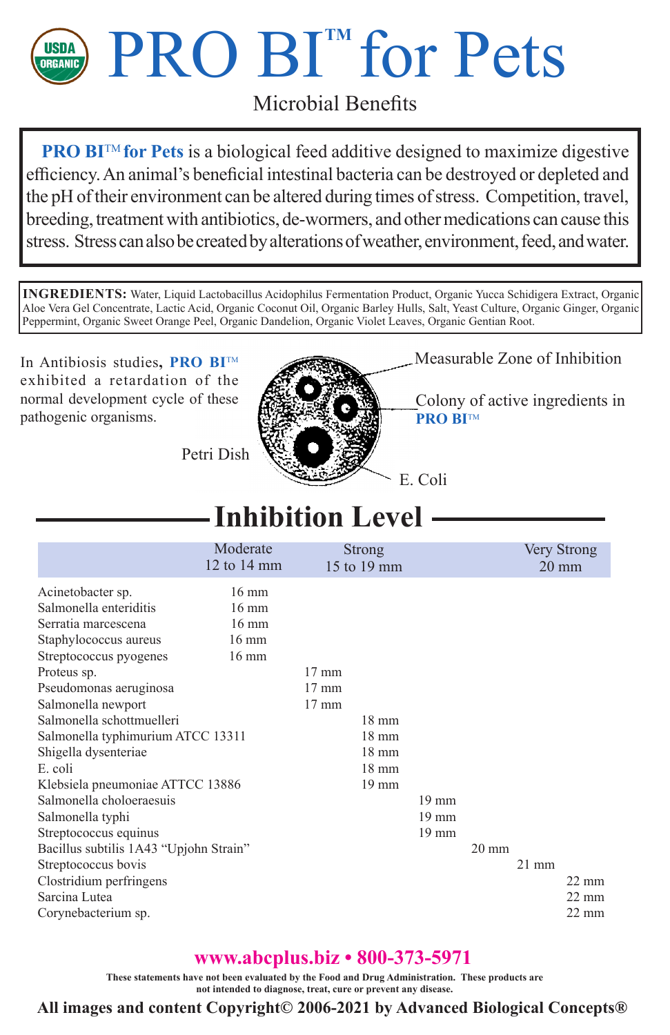# PRO BI™ for Pets

USDA ORGANIC

## Microbial Benefits

**PRO BI™ for Pets** is a biological feed additive designed to maximize digestive efficiency. An animal's beneficial intestinal bacteria can be destroyed or depleted and the pH of their environment can be altered during times of stress. Competition, travel, breeding, treatment with antibiotics, de-wormers, and other medications can cause this stress. Stress can also be created by alterations of weather, environment, feed, and water.

**INGREDIENTS:** Water, Liquid Lactobacillus Acidophilus Fermentation Product, Organic Yucca Schidigera Extract, Organic Aloe Vera Gel Concentrate, Lactic Acid, Organic Coconut Oil, Organic Barley Hulls, Salt, Yeast Culture, Organic Ginger, Organic Peppermint, Organic Sweet Orange Peel, Organic Dandelion, Organic Violet Leaves, Organic Gentian Root.

In Antibiosis studies, **PRO BI™** exhibited a retardation of the normal development cycle of these pathogenic organisms.

Petri Dish

Measurable Zone of Inhibition

Colony of active ingredients in **PRO BI™**

E. Coli

## Inhibition Level

| | Moderate 12 to 14 mm | Strong 15 to 19 mm | Very Strong 20 mm |
|---|---|---|---|
| Acinetobacter sp. | 16 mm | | |
| Salmonella enteriditis | 16 mm | | |
| Serratia marcescena | 16 mm | | |
| Staphylococcus aureus | 16 mm | | |
| Streptococcus pyogenes | 16 mm | | |
| Proteus sp. | | 17 mm | |
| Pseudomonas aeruginosa | | 17 mm | |
| Salmonella newport | | 17 mm | |
| Salmonella schottmuelleri | | 18 mm | |
| Salmonella typhimurium ATCC 13311 | | 18 mm | |
| Shigella dysenteriae | | 18 mm | |
| E. coli | | 18 mm | |
| Klebsiela pneumoniae ATTCC 13886 | | 19 mm | |
| Salmonella choloeraesuis | | 19 mm | |
| Salmonella typhi | | 19 mm | |
| Streptococcus equinus | | 19 mm | |
| Bacillus subtilis 1A43 "Upjohn Strain" | | | 20 mm |
| Streptococcus bovis | | | 21 mm |
| Clostridium perfringens | | | 22 mm |
| Sarcina Lutea | | | 22 mm |
| Corynebacterium sp. | | | 22 mm |

**www.abcplus.biz • 800-373-5971**

**These statements have not been evaluated by the Food and Drug Administration. These products are not intended to diagnose, treat, cure or prevent any disease.**

**All images and content Copyright© 2006-2021 by Advanced Biological Concepts®**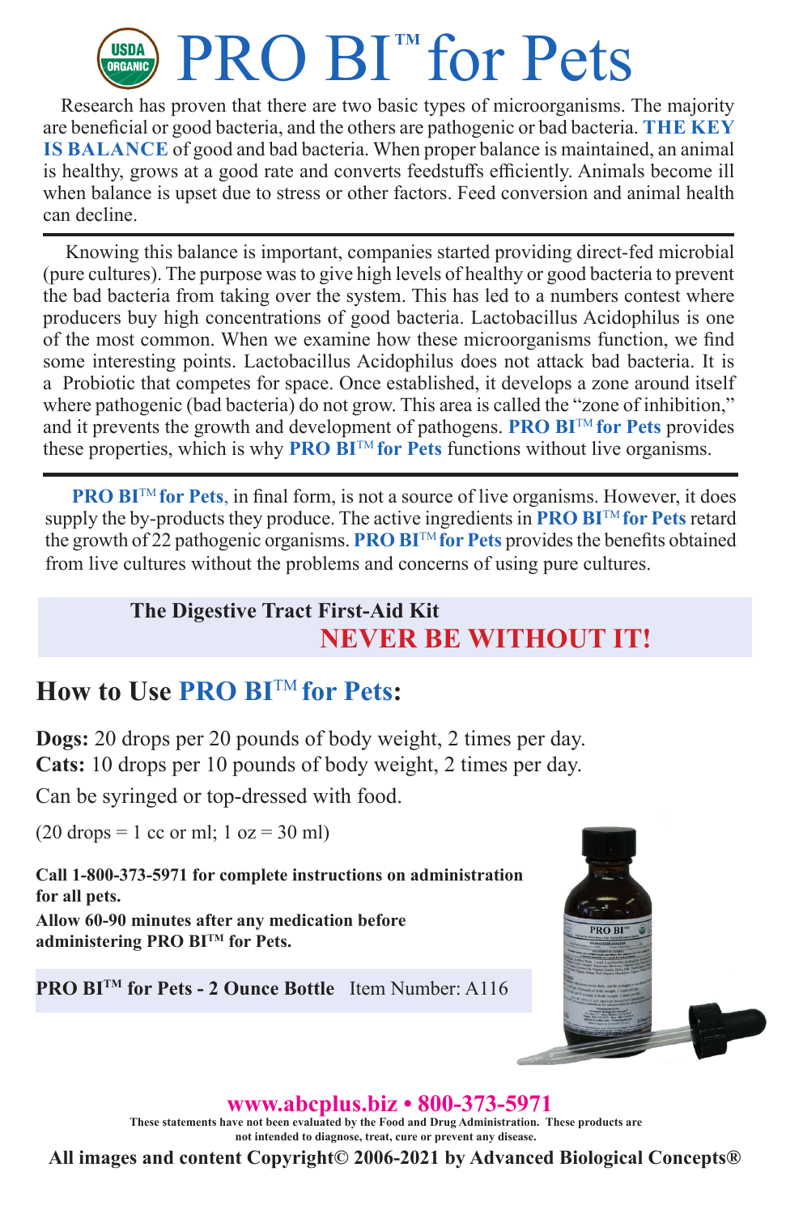# PRO BI™ for Pets

Research has proven that there are two basic types of microorganisms. The majority are beneficial or good bacteria, and the others are pathogenic or bad bacteria. **THE KEY IS BALANCE** of good and bad bacteria. When proper balance is maintained, an animal is healthy, grows at a good rate and converts feedstuffs efficiently. Animals become ill when balance is upset due to stress or other factors. Feed conversion and animal health can decline.

---

Knowing this balance is important, companies started providing direct-fed microbial (pure cultures). The purpose was to give high levels of healthy or good bacteria to prevent the bad bacteria from taking over the system. This has led to a numbers contest where producers buy high concentrations of good bacteria. Lactobacillus Acidophilus is one of the most common. When we examine how these microorganisms function, we find some interesting points. Lactobacillus Acidophilus does not attack bad bacteria. It is a Probiotic that competes for space. Once established, it develops a zone around itself where pathogenic (bad bacteria) do not grow. This area is called the "zone of inhibition," and it prevents the growth and development of pathogens. **PRO BI™ for Pets** provides these properties, which is why **PRO BI™ for Pets** functions without live organisms.

---

**PRO BI™ for Pets**, in final form, is not a source of live organisms. However, it does supply the by-products they produce. The active ingredients in **PRO BI™ for Pets** retard the growth of 22 pathogenic organisms. **PRO BI™ for Pets** provides the benefits obtained from live cultures without the problems and concerns of using pure cultures.

**The Digestive Tract First-Aid Kit**
**NEVER BE WITHOUT IT!**

## How to Use PRO BI™ for Pets:

**Dogs:** 20 drops per 20 pounds of body weight, 2 times per day.
**Cats:** 10 drops per 10 pounds of body weight, 2 times per day.

Can be syringed or top-dressed with food.

(20 drops = 1 cc or ml; 1 oz = 30 ml)

**Call 1-800-373-5971 for complete instructions on administration for all pets.**
**Allow 60-90 minutes after any medication before administering PRO BI™ for Pets.**

**PRO BI™ for Pets - 2 Ounce Bottle** Item Number: A116

**www.abcplus.biz • 800-373-5971**

**These statements have not been evaluated by the Food and Drug Administration. These products are not intended to diagnose, treat, cure or prevent any disease.**

**All images and content Copyright© 2006-2021 by Advanced Biological Concepts®**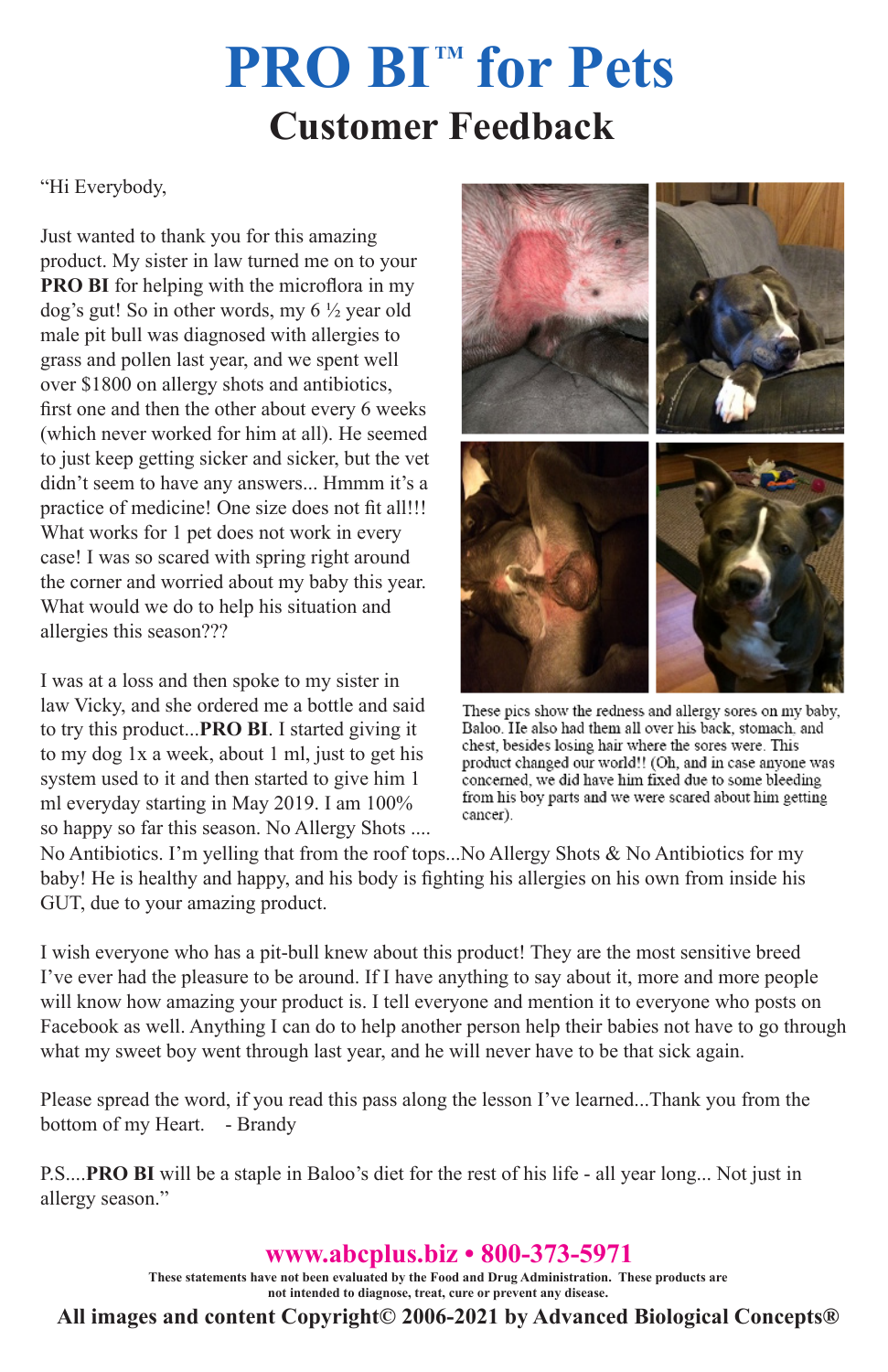# PRO BI™ for Pets

## Customer Feedback

"Hi Everybody,

Just wanted to thank you for this amazing product. My sister in law turned me on to your **PRO BI** for helping with the microflora in my dog's gut! So in other words, my 6 ½ year old male pit bull was diagnosed with allergies to grass and pollen last year, and we spent well over $1800 on allergy shots and antibiotics, first one and then the other about every 6 weeks (which never worked for him at all). He seemed to just keep getting sicker and sicker, but the vet didn't seem to have any answers... Hmmm it's a practice of medicine! One size does not fit all!!! What works for 1 pet does not work in every case! I was so scared with spring right around the corner and worried about my baby this year. What would we do to help his situation and allergies this season???

I was at a loss and then spoke to my sister in law Vicky, and she ordered me a bottle and said to try this product...**PRO BI**. I started giving it to my dog 1x a week, about 1 ml, just to get his system used to it and then started to give him 1 ml everyday starting in May 2019. I am 100% so happy so far this season. No Allergy Shots .... No Antibiotics. I'm yelling that from the roof tops...No Allergy Shots & No Antibiotics for my baby! He is healthy and happy, and his body is fighting his allergies on his own from inside his GUT, due to your amazing product.

These pics show the redness and allergy sores on my baby, Baloo. He also had them all over his back, stomach, and chest, besides losing hair where the sores were. This product changed our world!! (Oh, and in case anyone was concerned, we did have him fixed due to some bleeding from his boy parts and we were scared about him getting cancer).

I wish everyone who has a pit-bull knew about this product! They are the most sensitive breed I've ever had the pleasure to be around. If I have anything to say about it, more and more people will know how amazing your product is. I tell everyone and mention it to everyone who posts on Facebook as well. Anything I can do to help another person help their babies not have to go through what my sweet boy went through last year, and he will never have to be that sick again.

Please spread the word, if you read this pass along the lesson I've learned...Thank you from the bottom of my Heart. - Brandy

P.S....**PRO BI** will be a staple in Baloo's diet for the rest of his life - all year long... Not just in allergy season."

**www.abcplus.biz • 800-373-5971**

**These statements have not been evaluated by the Food and Drug Administration. These products are not intended to diagnose, treat, cure or prevent any disease.**

**All images and content Copyright© 2006-2021 by Advanced Biological Concepts®**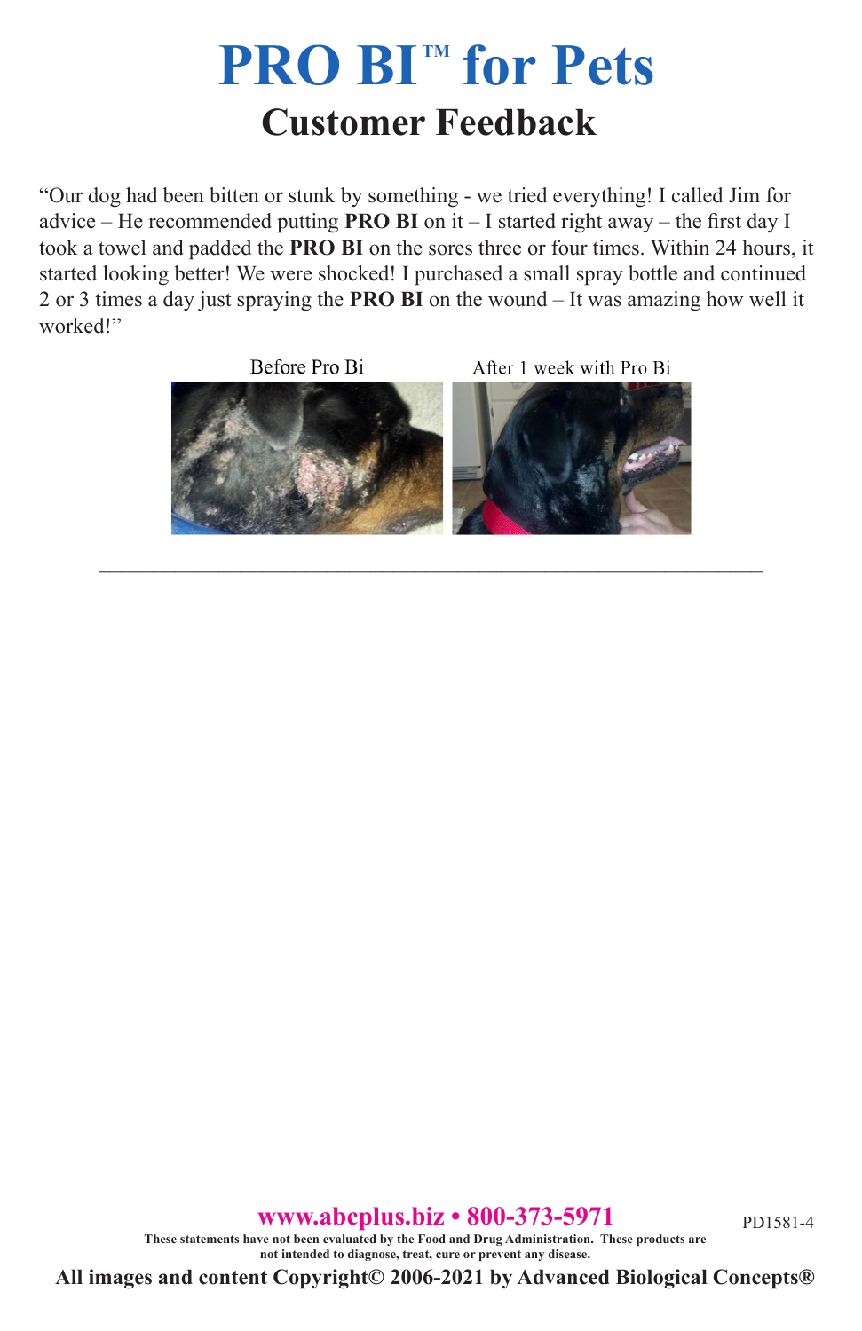# PRO BI™ for Pets

## Customer Feedback

"Our dog had been bitten or stunk by something - we tried everything! I called Jim for advice – He recommended putting **PRO BI** on it – I started right away – the first day I took a towel and padded the **PRO BI** on the sores three or four times. Within 24 hours, it started looking better! We were shocked! I purchased a small spray bottle and continued 2 or 3 times a day just spraying the **PRO BI** on the wound – It was amazing how well it worked!"

Before Pro Bi

After 1 week with Pro Bi

---

**www.abcplus.biz • 800-373-5971**

PD1581-4

**These statements have not been evaluated by the Food and Drug Administration. These products are not intended to diagnose, treat, cure or prevent any disease.**

**All images and content Copyright© 2006-2021 by Advanced Biological Concepts®**